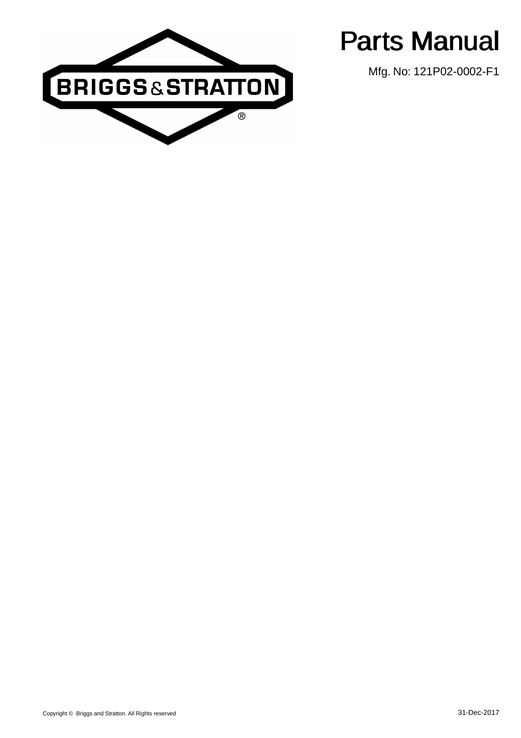BRIGGS & STRATTON®

# Parts Manual

Mfg. No: 121P02-0002-F1

Copyright © Briggs and Stratton. All Rights reserved

31-Dec-2017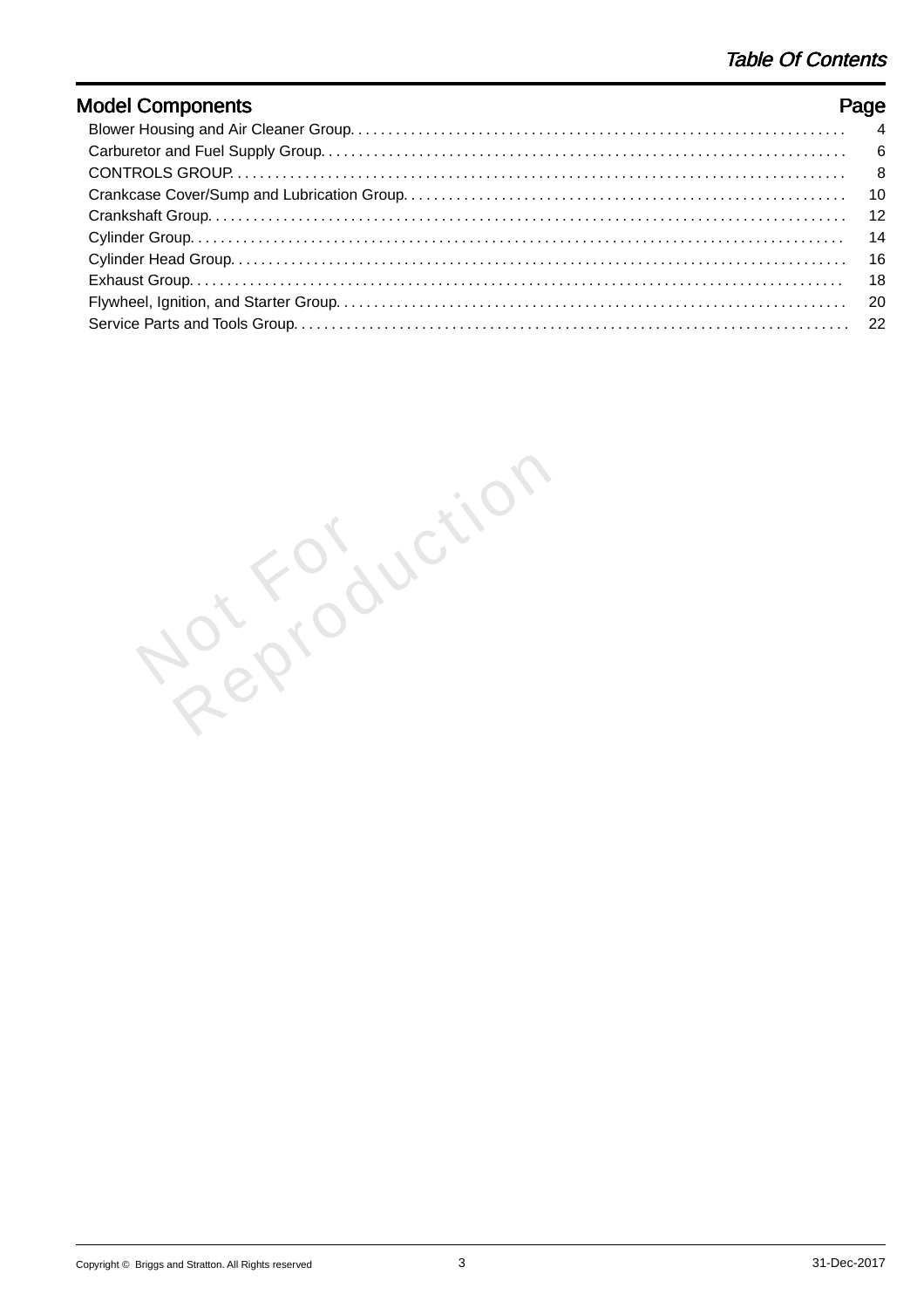# Table Of Contents

| Model Components | Page |
|---|---|
| Blower Housing and Air Cleaner Group | 4 |
| Carburetor and Fuel Supply Group | 6 |
| CONTROLS GROUP | 8 |
| Crankcase Cover/Sump and Lubrication Group | 10 |
| Crankshaft Group | 12 |
| Cylinder Group | 14 |
| Cylinder Head Group | 16 |
| Exhaust Group | 18 |
| Flywheel, Ignition, and Starter Group | 20 |
| Service Parts and Tools Group | 22 |

Not For Reproduction

Copyright © Briggs and Stratton. All Rights reserved

31-Dec-2017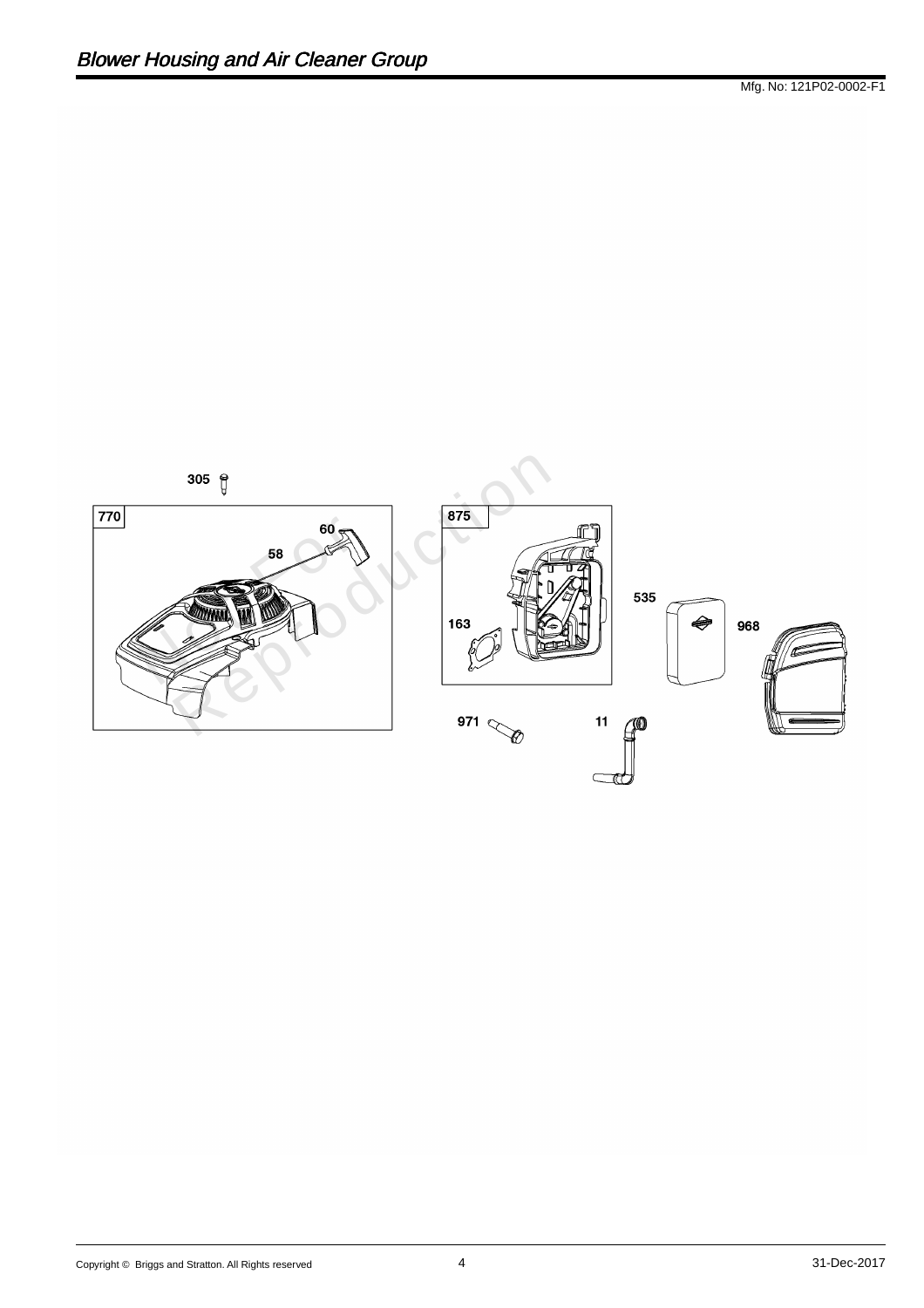## Blower Housing and Air Cleaner Group

Mfg. No: 121P02-0002-F1

305

770

60

58

875

163

535

968

971

11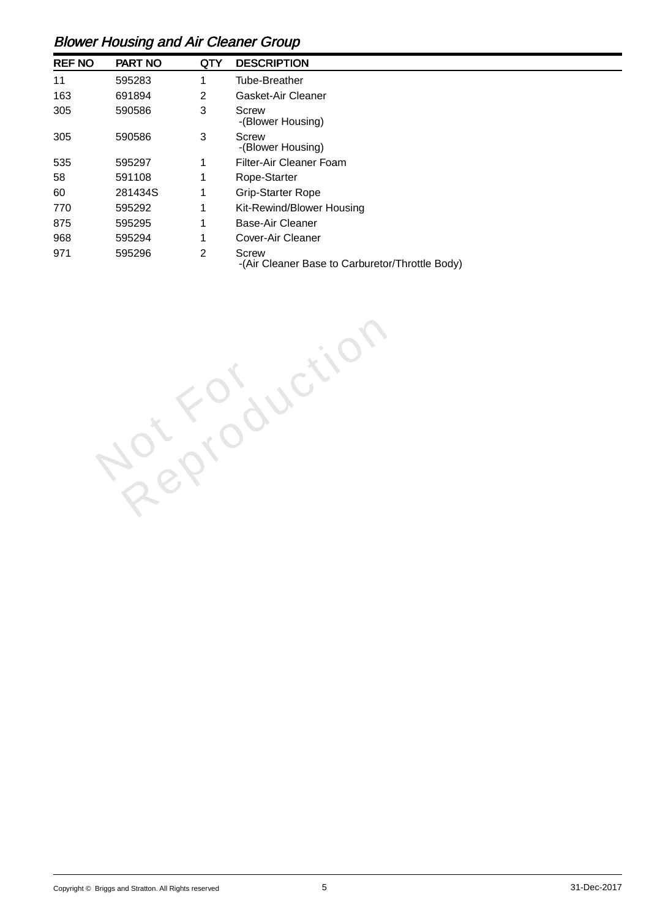## *Blower Housing and Air Cleaner Group*

| REF NO | PART NO | QTY | DESCRIPTION |
|---|---|---|---|
| 11 | 595283 | 1 | Tube-Breather |
| 163 | 691894 | 2 | Gasket-Air Cleaner |
| 305 | 590586 | 3 | Screw -(Blower Housing) |
| 305 | 590586 | 3 | Screw -(Blower Housing) |
| 535 | 595297 | 1 | Filter-Air Cleaner Foam |
| 58 | 591108 | 1 | Rope-Starter |
| 60 | 281434S | 1 | Grip-Starter Rope |
| 770 | 595292 | 1 | Kit-Rewind/Blower Housing |
| 875 | 595295 | 1 | Base-Air Cleaner |
| 968 | 595294 | 1 | Cover-Air Cleaner |
| 971 | 595296 | 2 | Screw -(Air Cleaner Base to Carburetor/Throttle Body) |

Not For Reproduction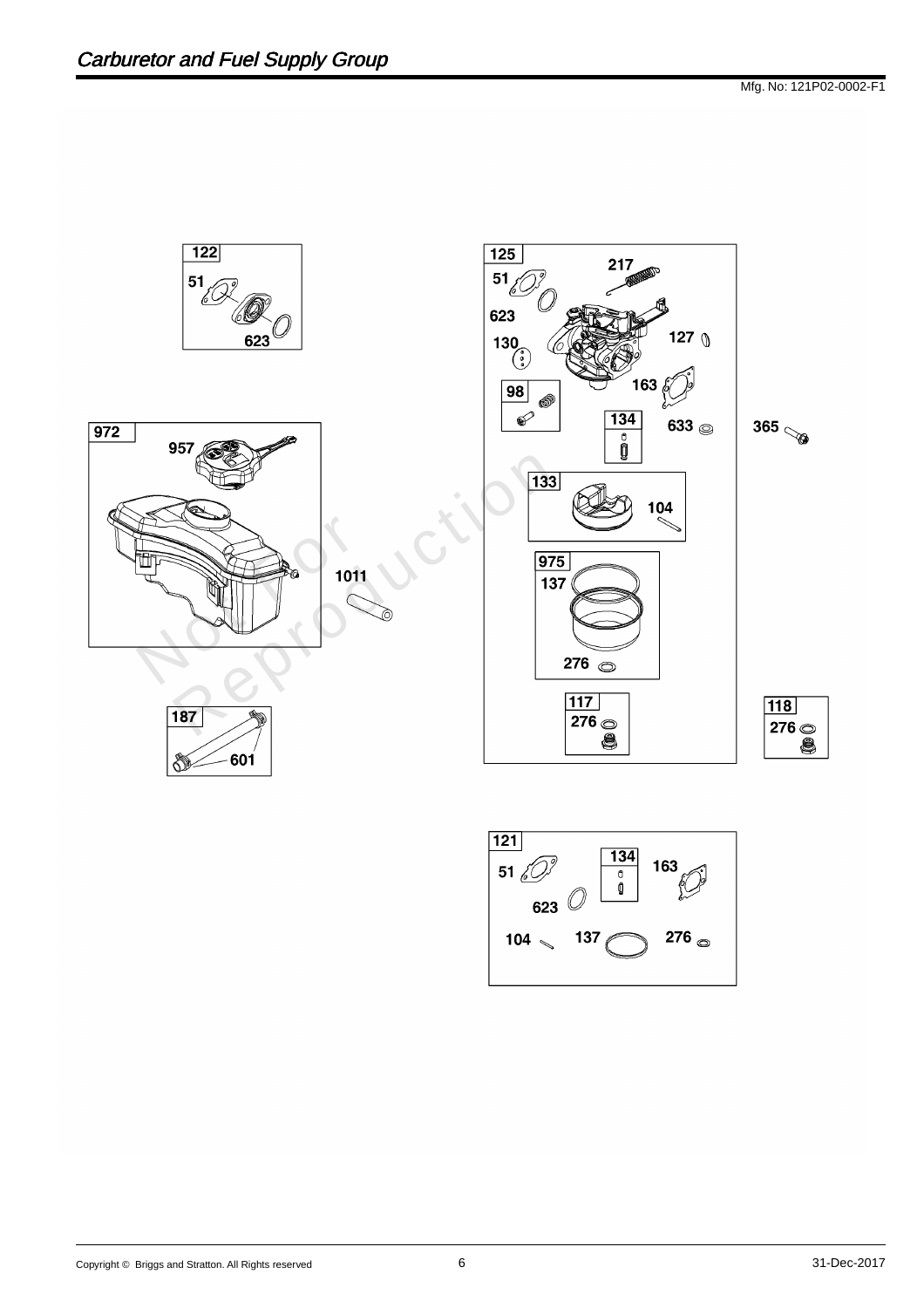## Carburetor and Fuel Supply Group

Mfg. No: 121P02-0002-F1

122
51
623

972
957
1011

187
601

125
217
51
623
130
127
98
163
134
633
365

133
104

975
137
276

117
276

118
276

121
51
134
163
623
104
137
276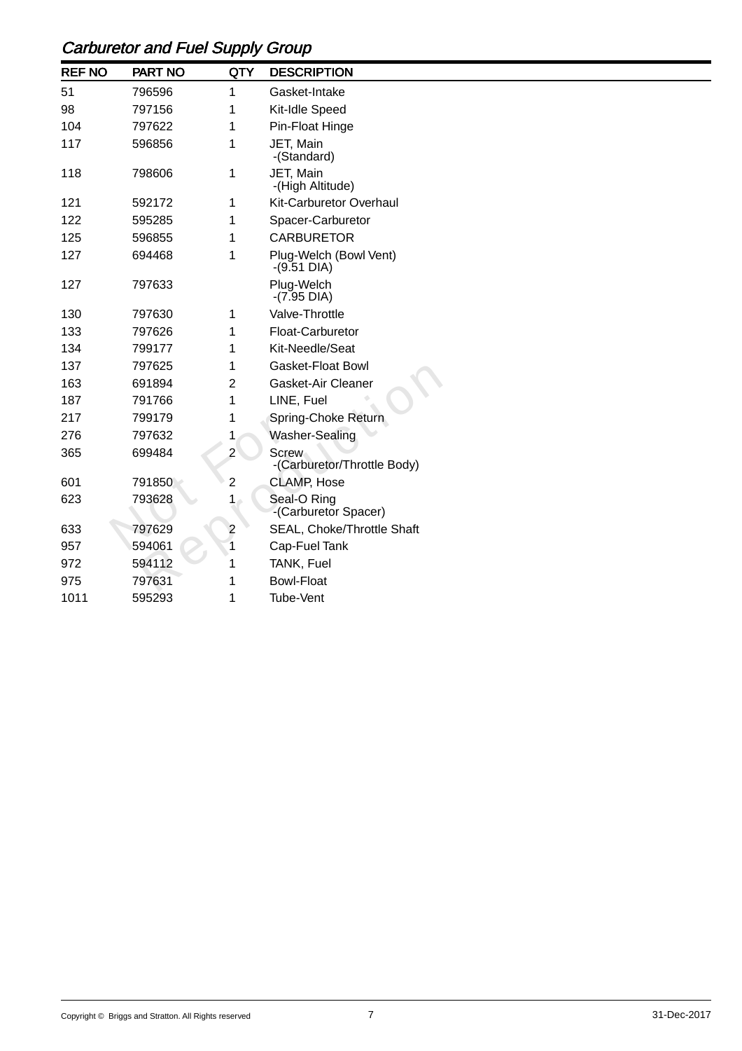## Carburetor and Fuel Supply Group

| REF NO | PART NO | QTY | DESCRIPTION |
|---|---|---|---|
| 51 | 796596 | 1 | Gasket-Intake |
| 98 | 797156 | 1 | Kit-Idle Speed |
| 104 | 797622 | 1 | Pin-Float Hinge |
| 117 | 596856 | 1 | JET, Main -(Standard) |
| 118 | 798606 | 1 | JET, Main -(High Altitude) |
| 121 | 592172 | 1 | Kit-Carburetor Overhaul |
| 122 | 595285 | 1 | Spacer-Carburetor |
| 125 | 596855 | 1 | CARBURETOR |
| 127 | 694468 | 1 | Plug-Welch (Bowl Vent) -(9.51 DIA) |
| 127 | 797633 | | Plug-Welch -(7.95 DIA) |
| 130 | 797630 | 1 | Valve-Throttle |
| 133 | 797626 | 1 | Float-Carburetor |
| 134 | 799177 | 1 | Kit-Needle/Seat |
| 137 | 797625 | 1 | Gasket-Float Bowl |
| 163 | 691894 | 2 | Gasket-Air Cleaner |
| 187 | 791766 | 1 | LINE, Fuel |
| 217 | 799179 | 1 | Spring-Choke Return |
| 276 | 797632 | 1 | Washer-Sealing |
| 365 | 699484 | 2 | Screw -(Carburetor/Throttle Body) |
| 601 | 791850 | 2 | CLAMP, Hose |
| 623 | 793628 | 1 | Seal-O Ring -(Carburetor Spacer) |
| 633 | 797629 | 2 | SEAL, Choke/Throttle Shaft |
| 957 | 594061 | 1 | Cap-Fuel Tank |
| 972 | 594112 | 1 | TANK, Fuel |
| 975 | 797631 | 1 | Bowl-Float |
| 1011 | 595293 | 1 | Tube-Vent |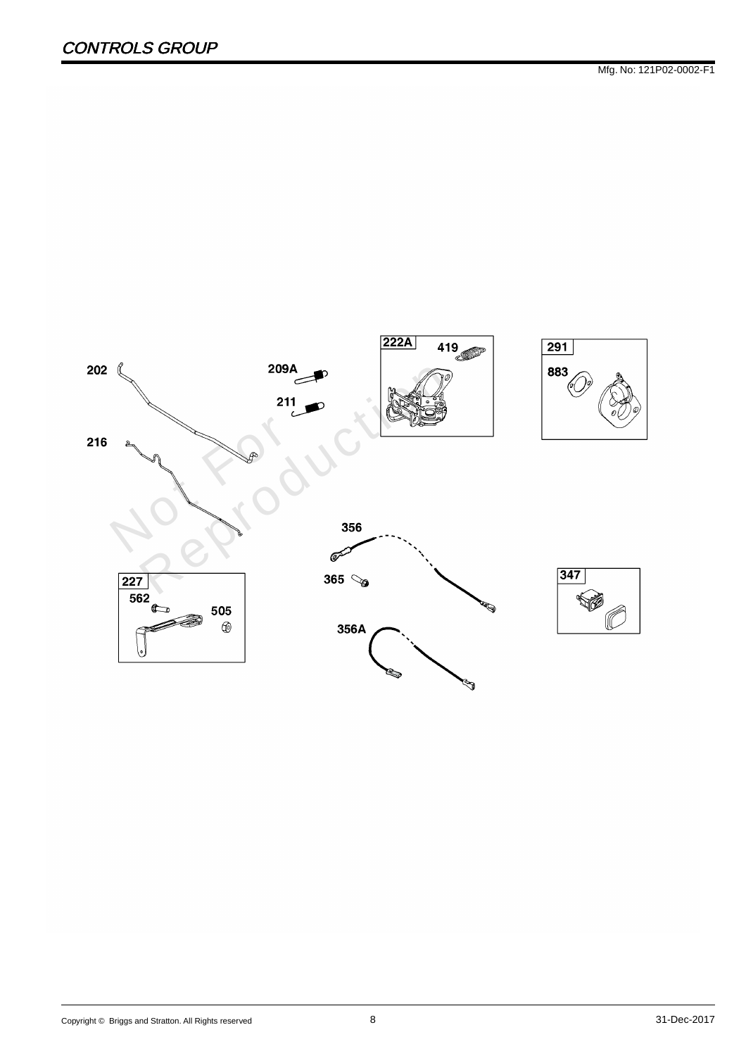## CONTROLS GROUP

Mfg. No: 121P02-0002-F1

202

209A

211

216

222A

419

291

883

356

365

356A

227

562

505

347

Copyright © Briggs and Stratton. All Rights reserved

31-Dec-2017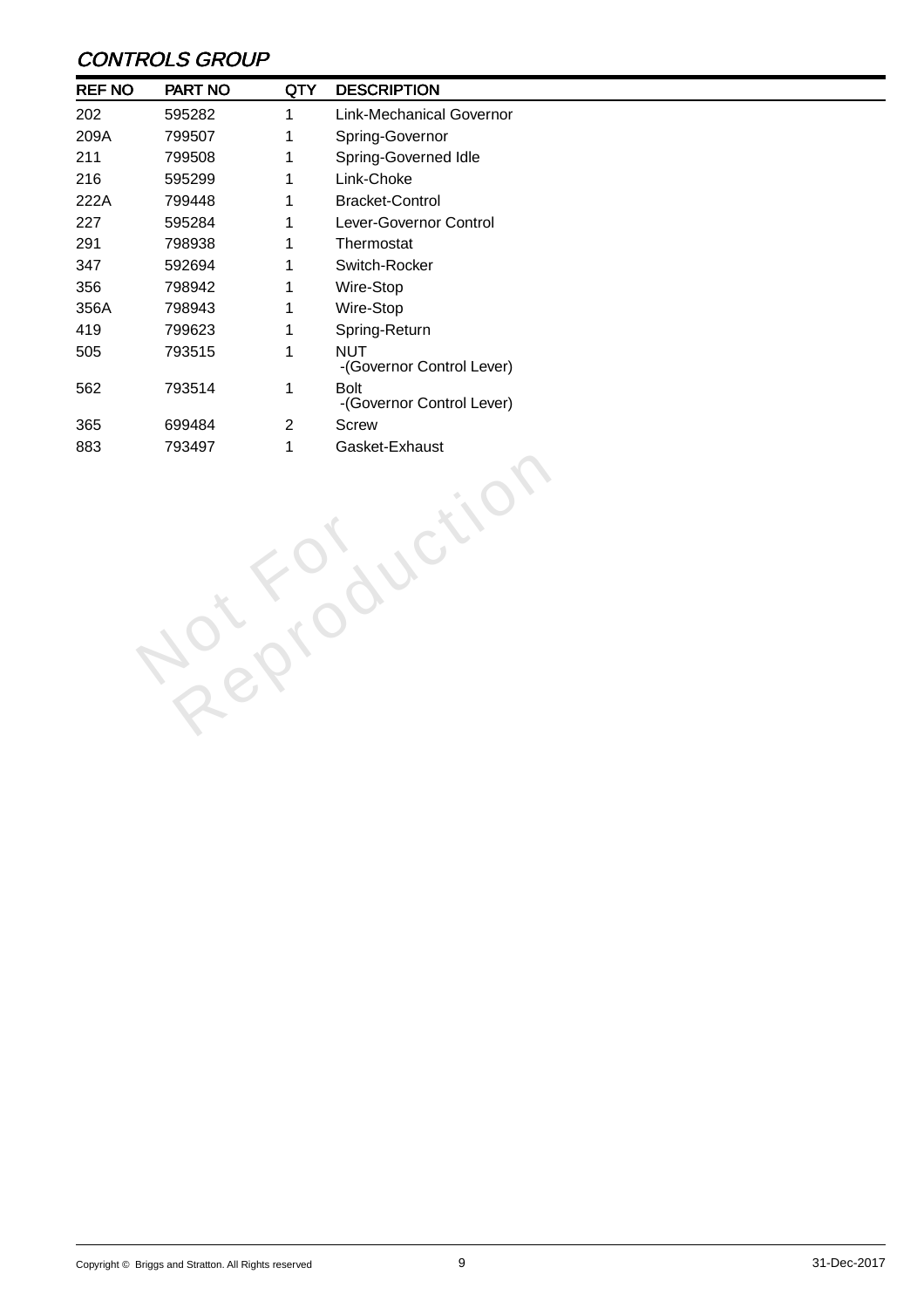## CONTROLS GROUP

| REF NO | PART NO | QTY | DESCRIPTION |
|---|---|---|---|
| 202 | 595282 | 1 | Link-Mechanical Governor |
| 209A | 799507 | 1 | Spring-Governor |
| 211 | 799508 | 1 | Spring-Governed Idle |
| 216 | 595299 | 1 | Link-Choke |
| 222A | 799448 | 1 | Bracket-Control |
| 227 | 595284 | 1 | Lever-Governor Control |
| 291 | 798938 | 1 | Thermostat |
| 347 | 592694 | 1 | Switch-Rocker |
| 356 | 798942 | 1 | Wire-Stop |
| 356A | 798943 | 1 | Wire-Stop |
| 419 | 799623 | 1 | Spring-Return |
| 505 | 793515 | 1 | NUT -(Governor Control Lever) |
| 562 | 793514 | 1 | Bolt -(Governor Control Lever) |
| 365 | 699484 | 2 | Screw |
| 883 | 793497 | 1 | Gasket-Exhaust |

Not For Reproduction

Copyright © Briggs and Stratton. All Rights reserved 31-Dec-2017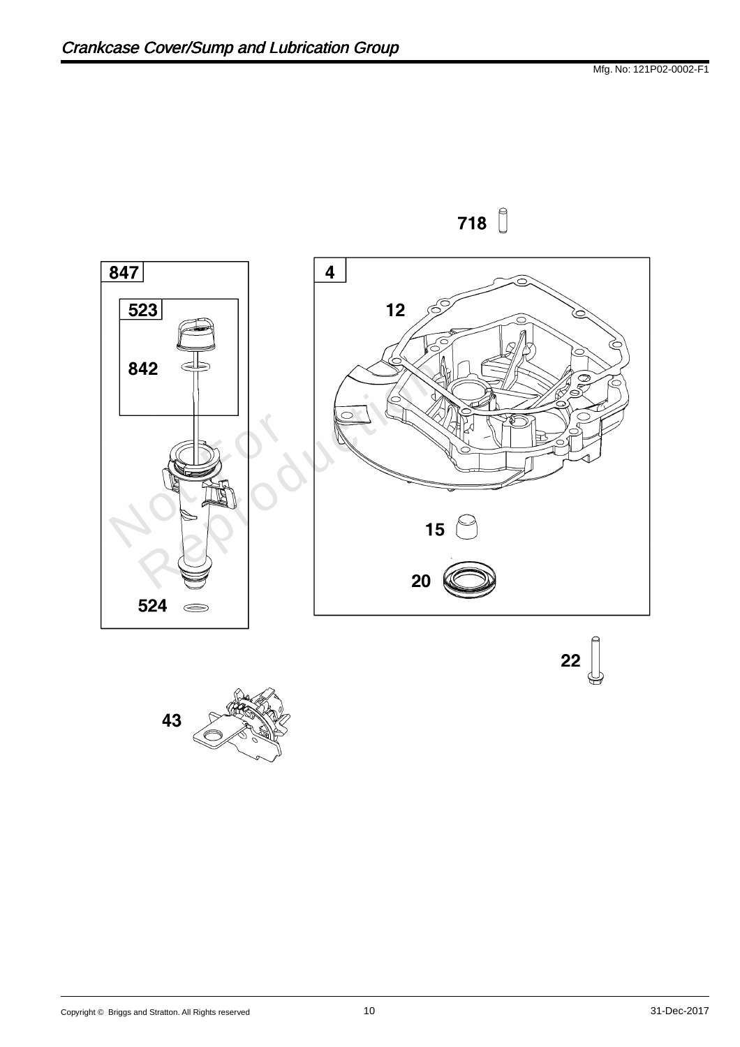# Crankcase Cover/Sump and Lubrication Group

Mfg. No: 121P02-0002-F1

718

847

523

842

524

4

12

15

20

22

43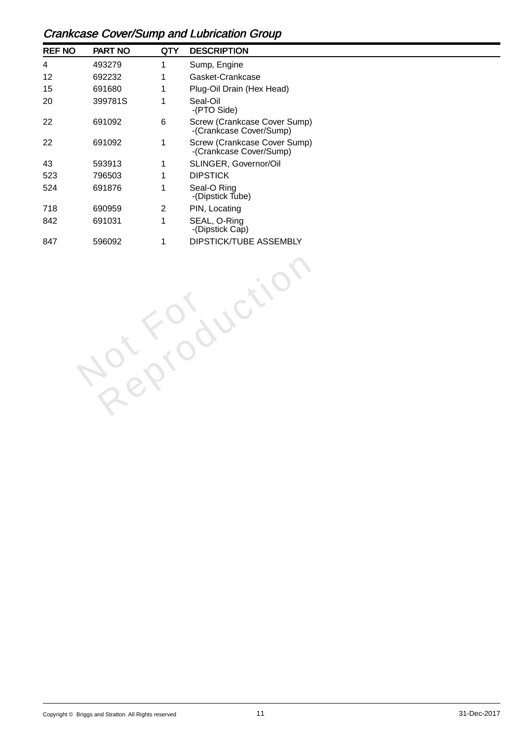## *Crankcase Cover/Sump and Lubrication Group*

| REF NO | PART NO | QTY | DESCRIPTION |
|---|---|---|---|
| 4 | 493279 | 1 | Sump, Engine |
| 12 | 692232 | 1 | Gasket-Crankcase |
| 15 | 691680 | 1 | Plug-Oil Drain (Hex Head) |
| 20 | 399781S | 1 | Seal-Oil -(PTO Side) |
| 22 | 691092 | 6 | Screw (Crankcase Cover Sump) -(Crankcase Cover/Sump) |
| 22 | 691092 | 1 | Screw (Crankcase Cover Sump) -(Crankcase Cover/Sump) |
| 43 | 593913 | 1 | SLINGER, Governor/Oil |
| 523 | 796503 | 1 | DIPSTICK |
| 524 | 691876 | 1 | Seal-O Ring -(Dipstick Tube) |
| 718 | 690959 | 2 | PIN, Locating |
| 842 | 691031 | 1 | SEAL, O-Ring -(Dipstick Cap) |
| 847 | 596092 | 1 | DIPSTICK/TUBE ASSEMBLY |

Not For Reproduction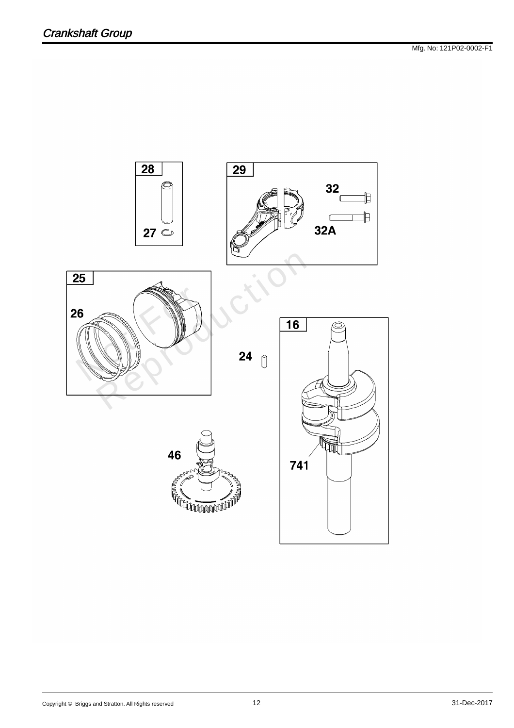# Crankshaft Group

Mfg. No: 121P02-0002-F1

28

27

29

32

32A

25

26

24

16

741

46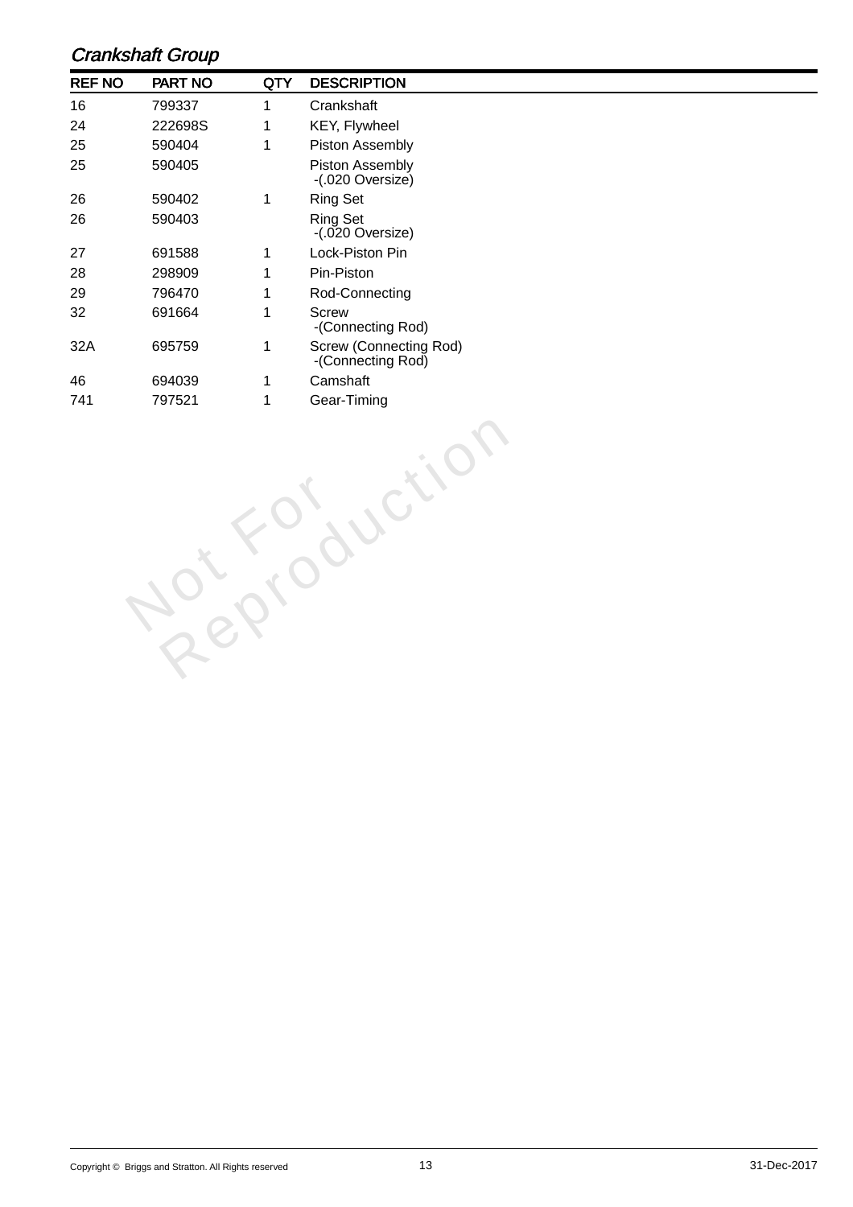## *Crankshaft Group*

| REF NO | PART NO | QTY | DESCRIPTION |
|---|---|---|---|
| 16 | 799337 | 1 | Crankshaft |
| 24 | 222698S | 1 | KEY, Flywheel |
| 25 | 590404 | 1 | Piston Assembly |
| 25 | 590405 | | Piston Assembly -(.020 Oversize) |
| 26 | 590402 | 1 | Ring Set |
| 26 | 590403 | | Ring Set -(.020 Oversize) |
| 27 | 691588 | 1 | Lock-Piston Pin |
| 28 | 298909 | 1 | Pin-Piston |
| 29 | 796470 | 1 | Rod-Connecting |
| 32 | 691664 | 1 | Screw -(Connecting Rod) |
| 32A | 695759 | 1 | Screw (Connecting Rod) -(Connecting Rod) |
| 46 | 694039 | 1 | Camshaft |
| 741 | 797521 | 1 | Gear-Timing |

Not For Reproduction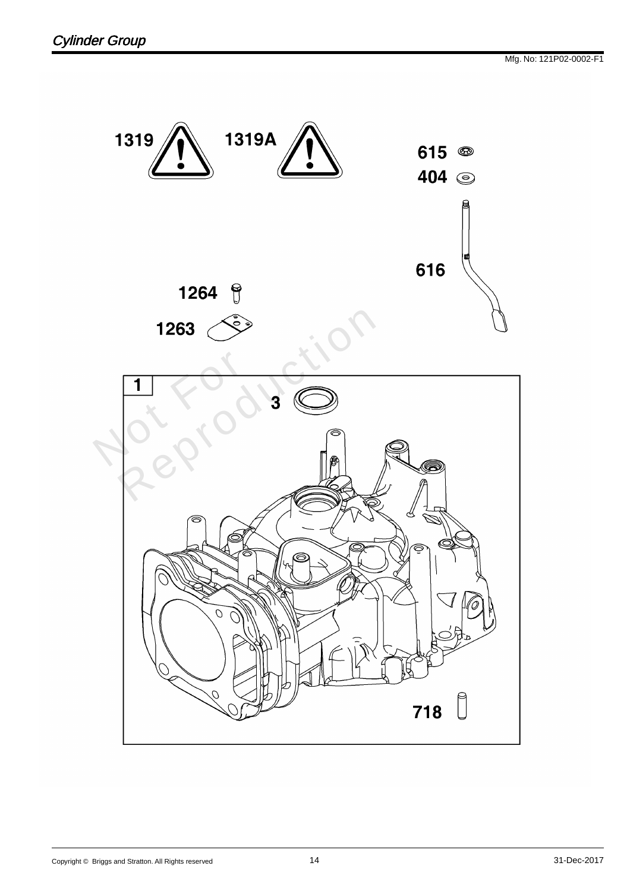# Cylinder Group

Mfg. No: 121P02-0002-F1

1319 1319A

615

404

616

1264

1263

1

3

718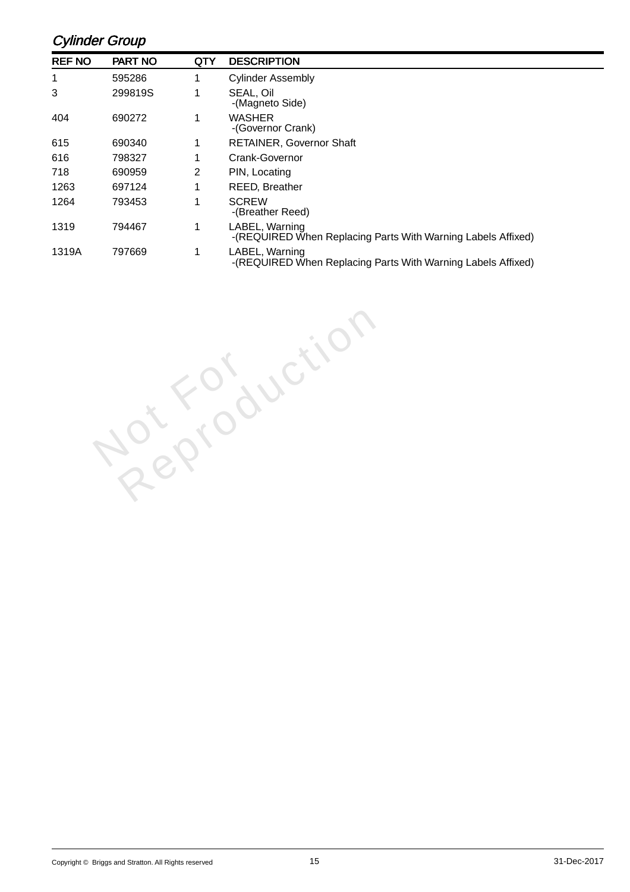## Cylinder Group

| REF NO | PART NO | QTY | DESCRIPTION |
|---|---|---|---|
| 1 | 595286 | 1 | Cylinder Assembly |
| 3 | 299819S | 1 | SEAL, Oil<br>-(Magneto Side) |
| 404 | 690272 | 1 | WASHER<br>-(Governor Crank) |
| 615 | 690340 | 1 | RETAINER, Governor Shaft |
| 616 | 798327 | 1 | Crank-Governor |
| 718 | 690959 | 2 | PIN, Locating |
| 1263 | 697124 | 1 | REED, Breather |
| 1264 | 793453 | 1 | SCREW<br>-(Breather Reed) |
| 1319 | 794467 | 1 | LABEL, Warning<br>-(REQUIRED When Replacing Parts With Warning Labels Affixed) |
| 1319A | 797669 | 1 | LABEL, Warning<br>-(REQUIRED When Replacing Parts With Warning Labels Affixed) |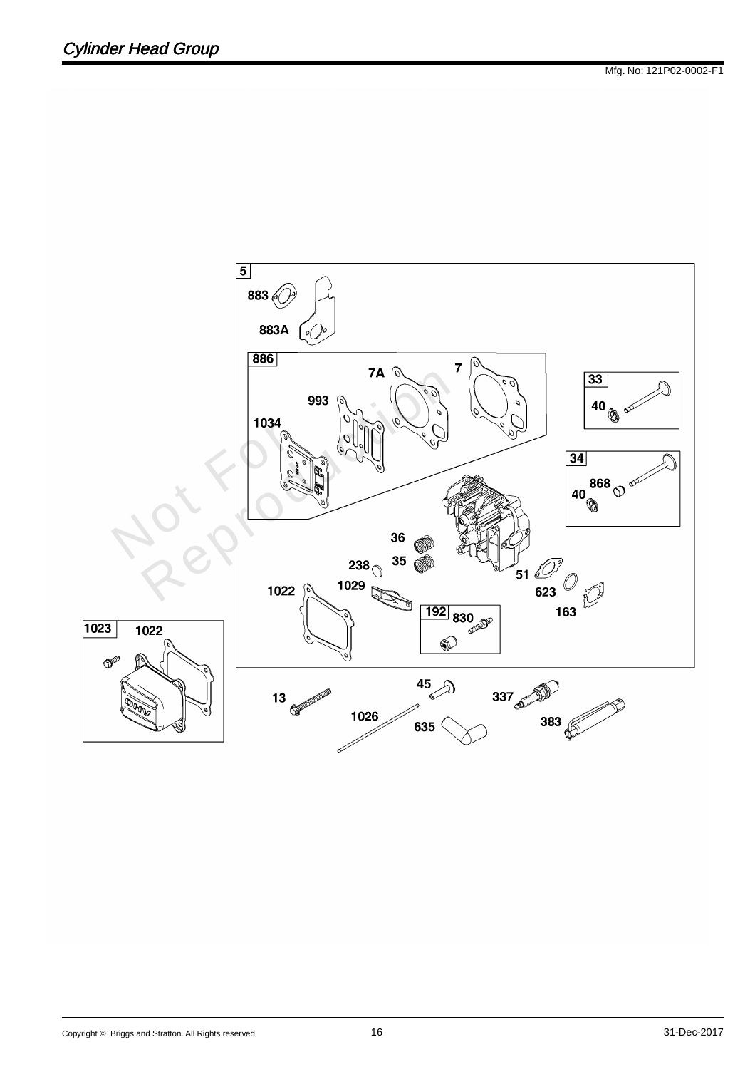# Cylinder Head Group

Mfg. No: 121P02-0002-F1

5

883

883A

886

7A

7

993

1034

33

40

34

868

40

36

238

35

51

1022

1029

623

192

830

163

1023

1022

13

45

337

1026

635

383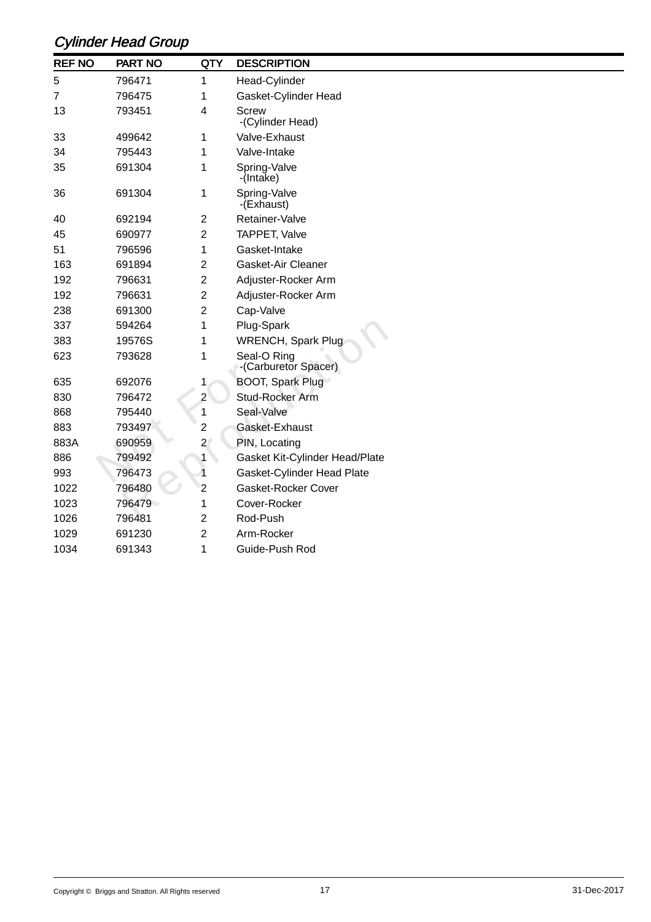## *Cylinder Head Group*

| REF NO | PART NO | QTY | DESCRIPTION |
|---|---|---|---|
| 5 | 796471 | 1 | Head-Cylinder |
| 7 | 796475 | 1 | Gasket-Cylinder Head |
| 13 | 793451 | 4 | Screw -(Cylinder Head) |
| 33 | 499642 | 1 | Valve-Exhaust |
| 34 | 795443 | 1 | Valve-Intake |
| 35 | 691304 | 1 | Spring-Valve -(Intake) |
| 36 | 691304 | 1 | Spring-Valve -(Exhaust) |
| 40 | 692194 | 2 | Retainer-Valve |
| 45 | 690977 | 2 | TAPPET, Valve |
| 51 | 796596 | 1 | Gasket-Intake |
| 163 | 691894 | 2 | Gasket-Air Cleaner |
| 192 | 796631 | 2 | Adjuster-Rocker Arm |
| 192 | 796631 | 2 | Adjuster-Rocker Arm |
| 238 | 691300 | 2 | Cap-Valve |
| 337 | 594264 | 1 | Plug-Spark |
| 383 | 19576S | 1 | WRENCH, Spark Plug |
| 623 | 793628 | 1 | Seal-O Ring -(Carburetor Spacer) |
| 635 | 692076 | 1 | BOOT, Spark Plug |
| 830 | 796472 | 2 | Stud-Rocker Arm |
| 868 | 795440 | 1 | Seal-Valve |
| 883 | 793497 | 2 | Gasket-Exhaust |
| 883A | 690959 | 2 | PIN, Locating |
| 886 | 799492 | 1 | Gasket Kit-Cylinder Head/Plate |
| 993 | 796473 | 1 | Gasket-Cylinder Head Plate |
| 1022 | 796480 | 2 | Gasket-Rocker Cover |
| 1023 | 796479 | 1 | Cover-Rocker |
| 1026 | 796481 | 2 | Rod-Push |
| 1029 | 691230 | 2 | Arm-Rocker |
| 1034 | 691343 | 1 | Guide-Push Rod |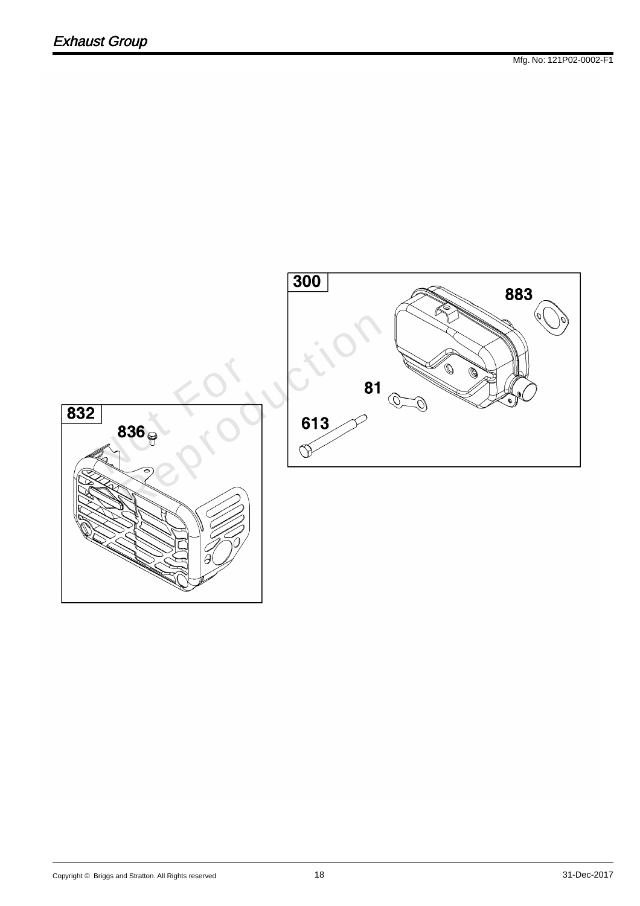# Exhaust Group

Mfg. No: 121P02-0002-F1

300

883

81

613

832

836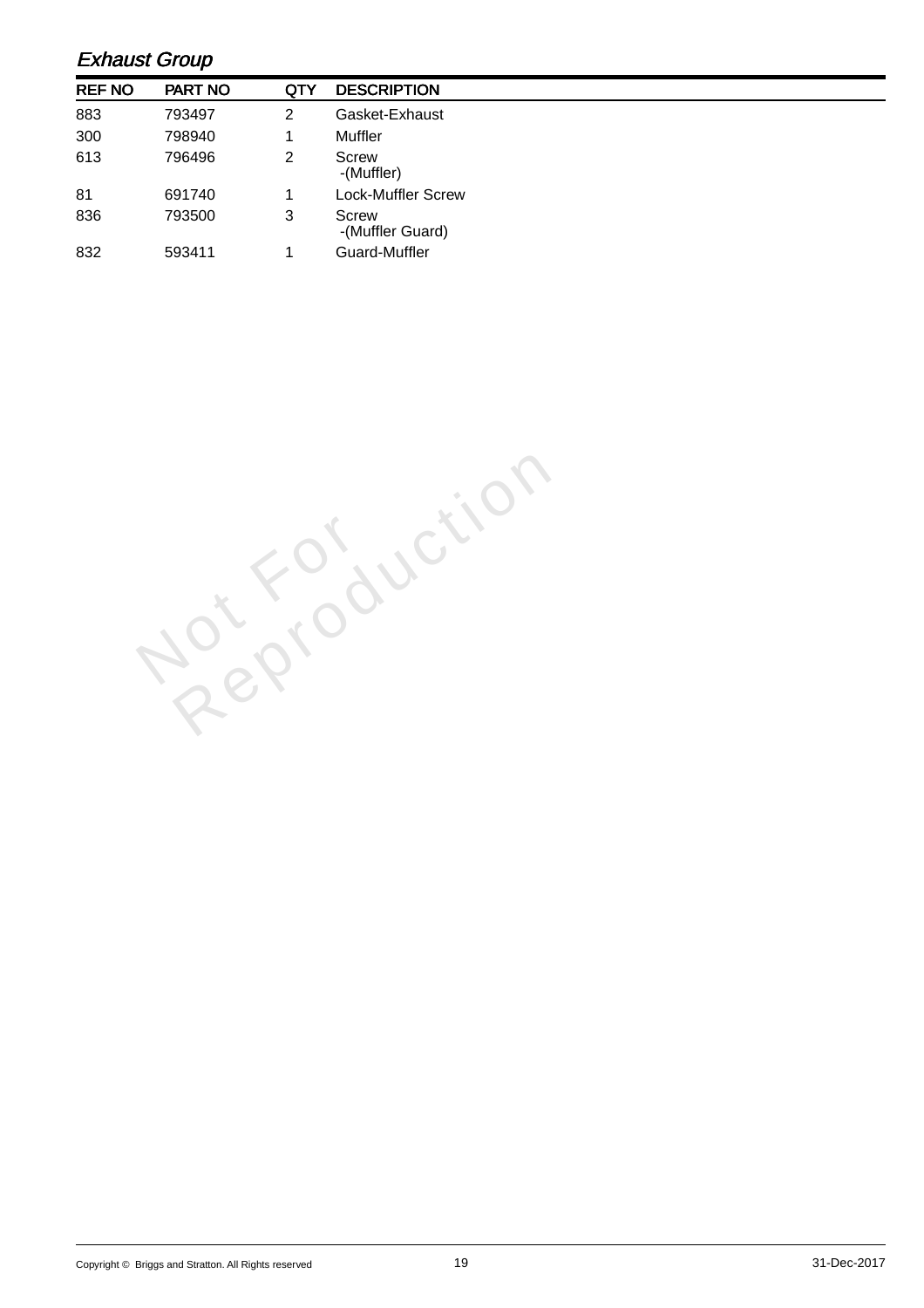## Exhaust Group

| REF NO | PART NO | QTY | DESCRIPTION |
|---|---|---|---|
| 883 | 793497 | 2 | Gasket-Exhaust |
| 300 | 798940 | 1 | Muffler |
| 613 | 796496 | 2 | Screw -(Muffler) |
| 81 | 691740 | 1 | Lock-Muffler Screw |
| 836 | 793500 | 3 | Screw -(Muffler Guard) |
| 832 | 593411 | 1 | Guard-Muffler |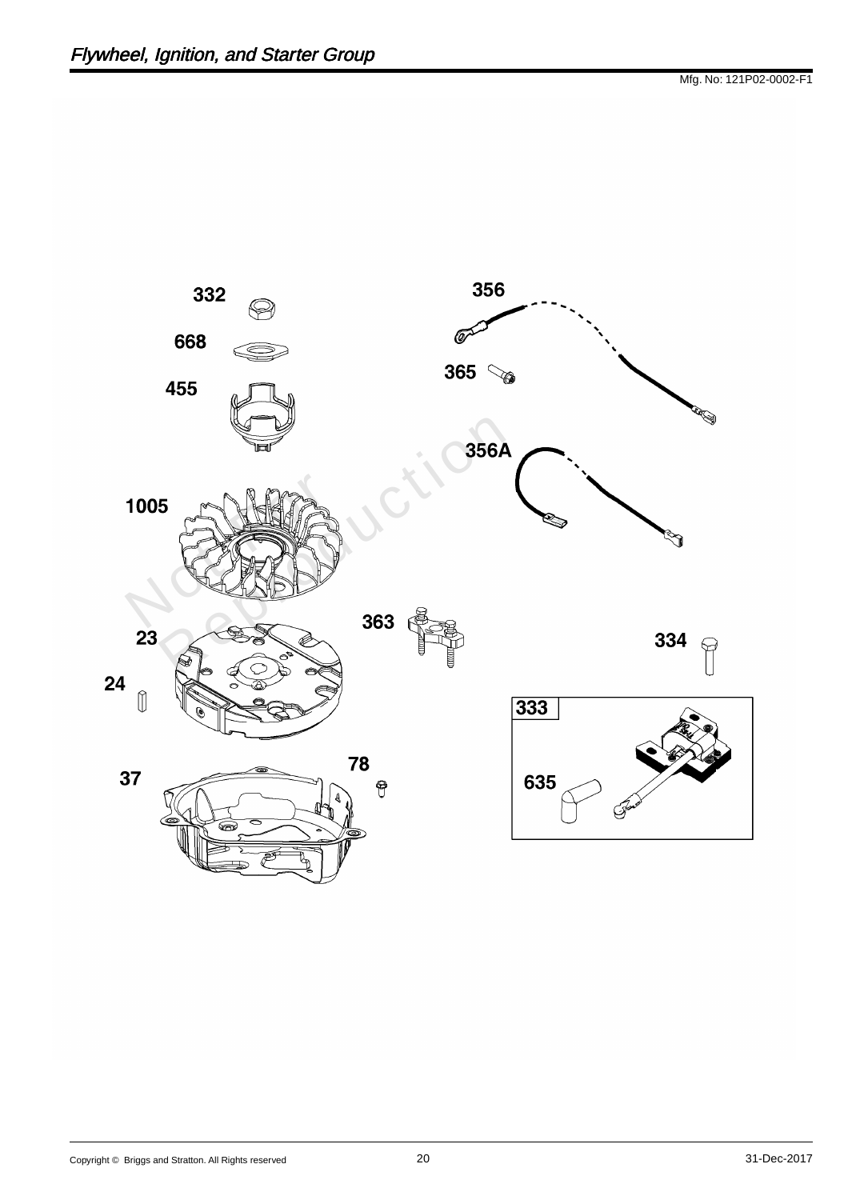## *Flywheel, Ignition, and Starter Group*

Mfg. No: 121P02-0002-F1

332

668

455

1005

23

24

37

78

363

356

365

356A

334

333

635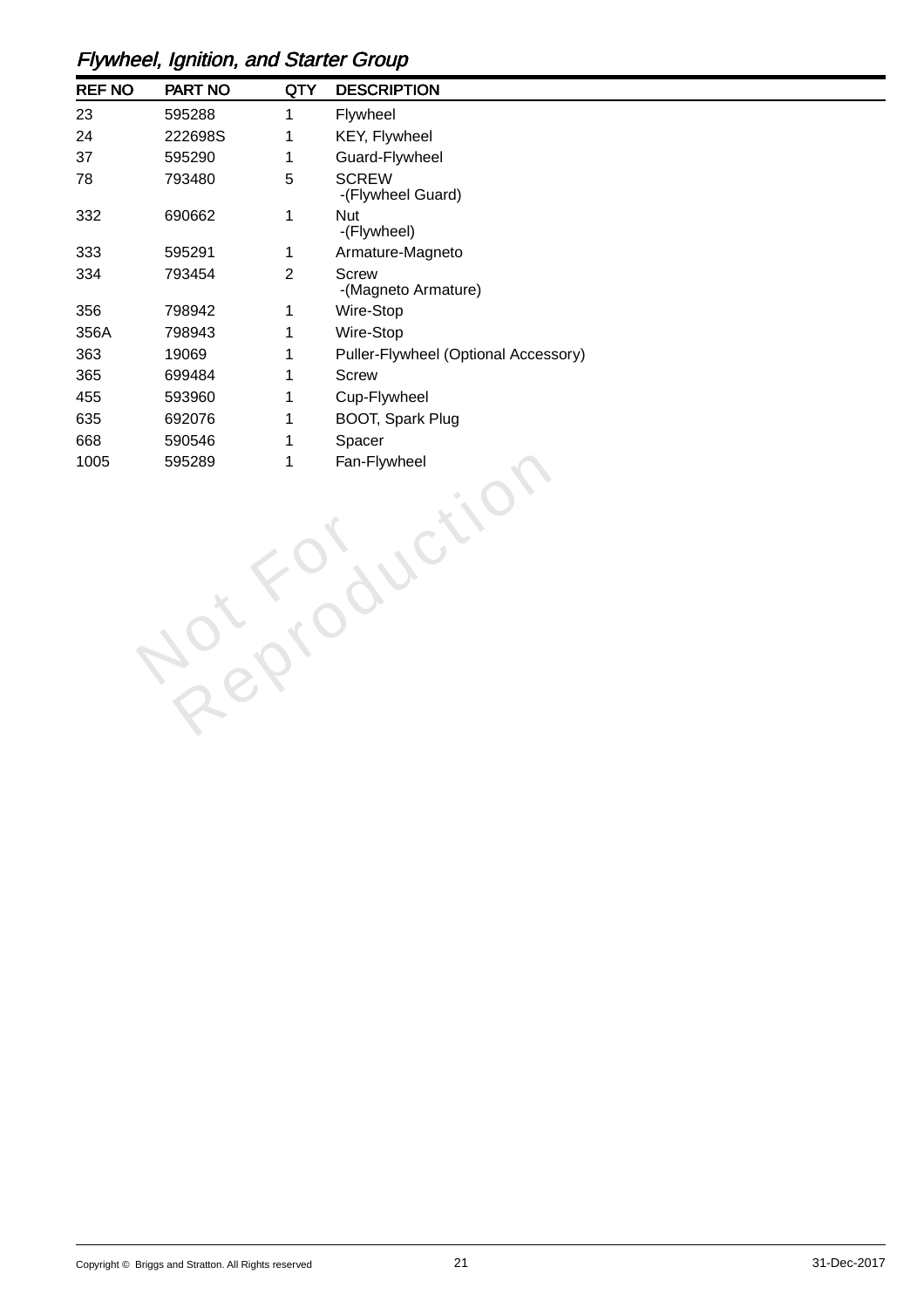## *Flywheel, Ignition, and Starter Group*

| REF NO | PART NO | QTY | DESCRIPTION |
|---|---|---|---|
| 23 | 595288 | 1 | Flywheel |
| 24 | 222698S | 1 | KEY, Flywheel |
| 37 | 595290 | 1 | Guard-Flywheel |
| 78 | 793480 | 5 | SCREW -(Flywheel Guard) |
| 332 | 690662 | 1 | Nut -(Flywheel) |
| 333 | 595291 | 1 | Armature-Magneto |
| 334 | 793454 | 2 | Screw -(Magneto Armature) |
| 356 | 798942 | 1 | Wire-Stop |
| 356A | 798943 | 1 | Wire-Stop |
| 363 | 19069 | 1 | Puller-Flywheel (Optional Accessory) |
| 365 | 699484 | 1 | Screw |
| 455 | 593960 | 1 | Cup-Flywheel |
| 635 | 692076 | 1 | BOOT, Spark Plug |
| 668 | 590546 | 1 | Spacer |
| 1005 | 595289 | 1 | Fan-Flywheel |

Not For Reproduction

Copyright © Briggs and Stratton. All Rights reserved

31-Dec-2017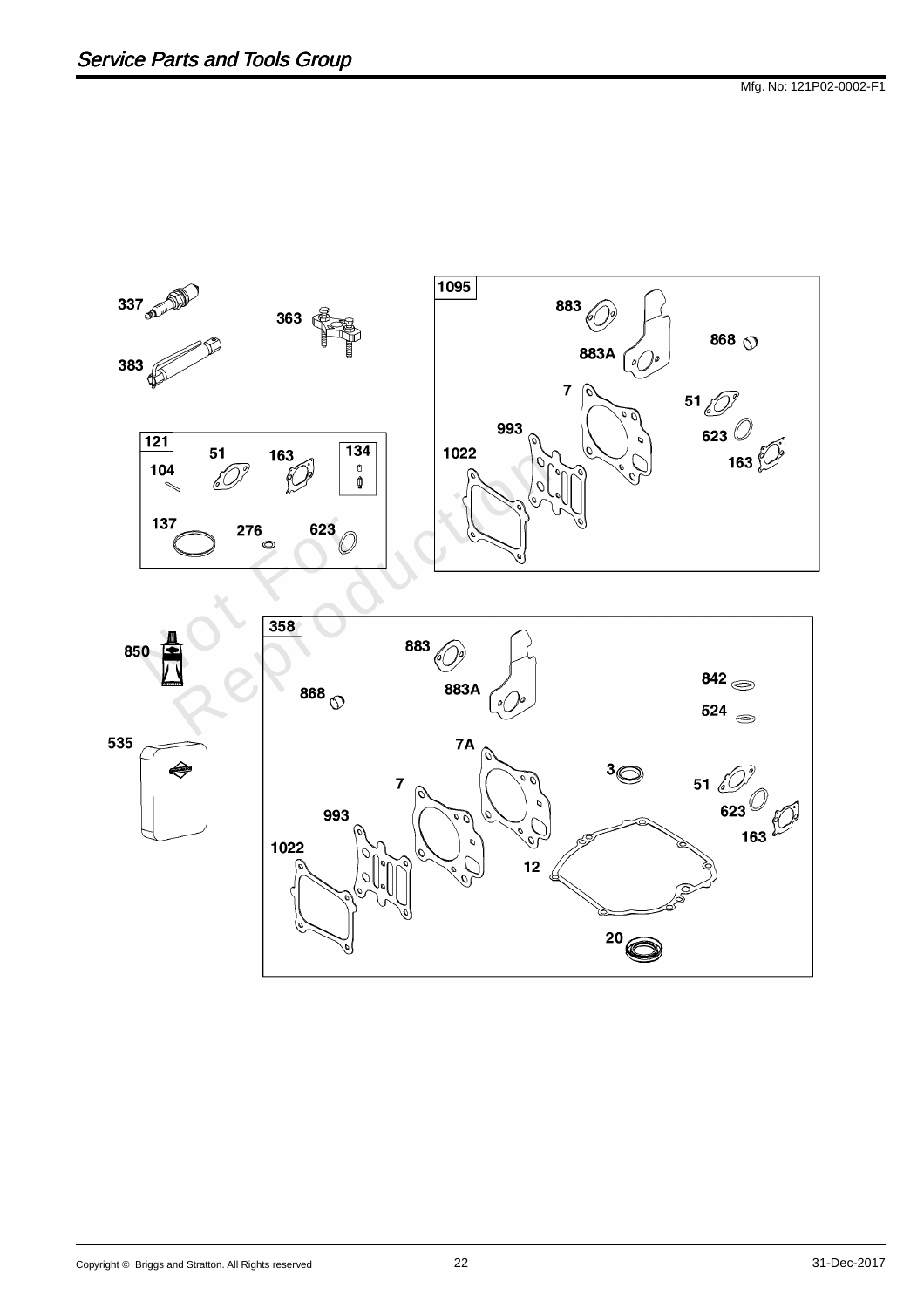Mfg. No: 121P02-0002-F1

337

383

363

1095

883

883A

868

7

51

993

623

1022

163

121

51

163

134

104

137

276

623

358

850

883

883A

842

868

524

535

7A

3

7

51

993

623

1022

163

12

20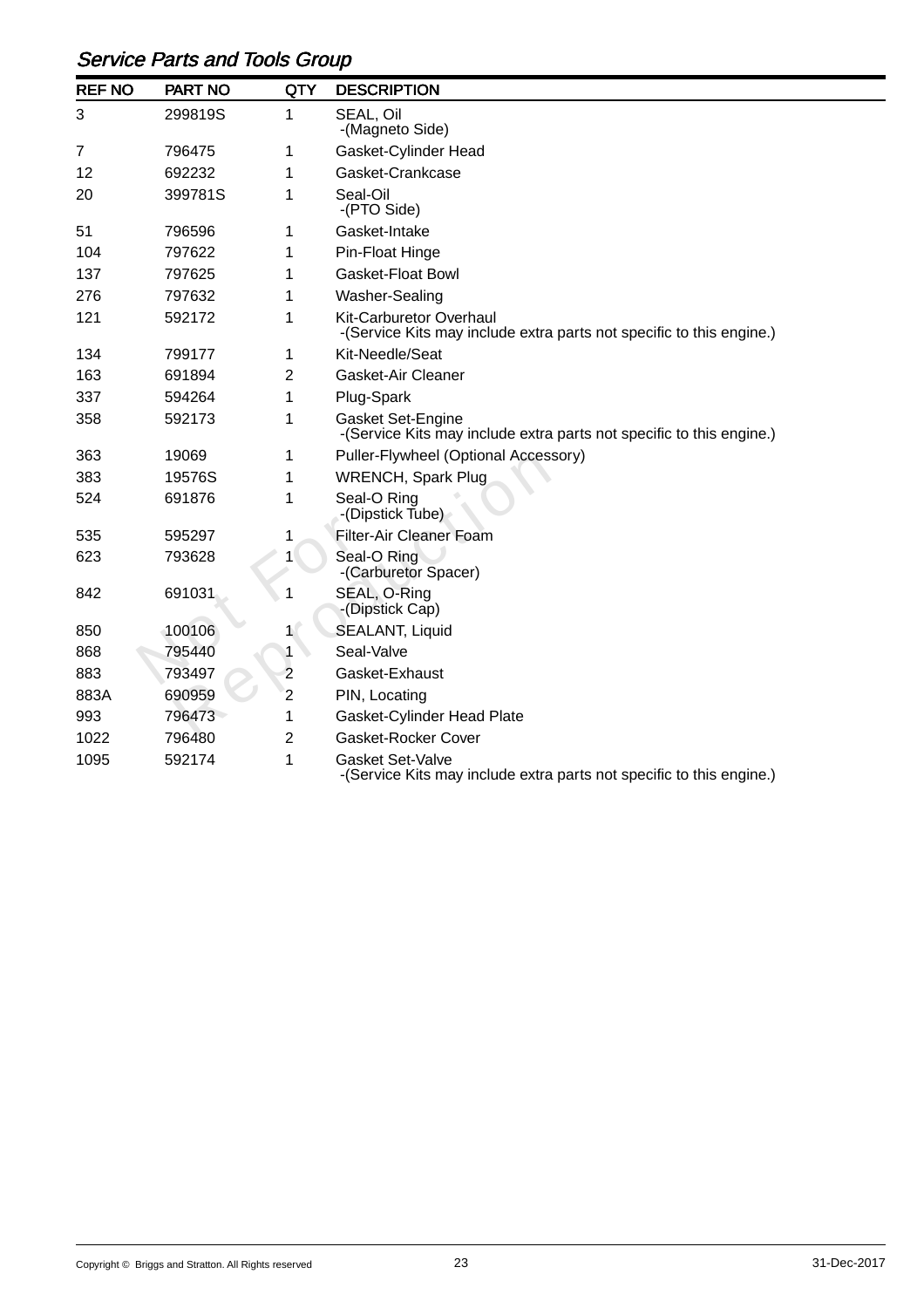## *Service Parts and Tools Group*

| REF NO | PART NO | QTY | DESCRIPTION |
|---|---|---|---|
| 3 | 299819S | 1 | SEAL, Oil -(Magneto Side) |
| 7 | 796475 | 1 | Gasket-Cylinder Head |
| 12 | 692232 | 1 | Gasket-Crankcase |
| 20 | 399781S | 1 | Seal-Oil -(PTO Side) |
| 51 | 796596 | 1 | Gasket-Intake |
| 104 | 797622 | 1 | Pin-Float Hinge |
| 137 | 797625 | 1 | Gasket-Float Bowl |
| 276 | 797632 | 1 | Washer-Sealing |
| 121 | 592172 | 1 | Kit-Carburetor Overhaul -(Service Kits may include extra parts not specific to this engine.) |
| 134 | 799177 | 1 | Kit-Needle/Seat |
| 163 | 691894 | 2 | Gasket-Air Cleaner |
| 337 | 594264 | 1 | Plug-Spark |
| 358 | 592173 | 1 | Gasket Set-Engine -(Service Kits may include extra parts not specific to this engine.) |
| 363 | 19069 | 1 | Puller-Flywheel (Optional Accessory) |
| 383 | 19576S | 1 | WRENCH, Spark Plug |
| 524 | 691876 | 1 | Seal-O Ring -(Dipstick Tube) |
| 535 | 595297 | 1 | Filter-Air Cleaner Foam |
| 623 | 793628 | 1 | Seal-O Ring -(Carburetor Spacer) |
| 842 | 691031 | 1 | SEAL, O-Ring -(Dipstick Cap) |
| 850 | 100106 | 1 | SEALANT, Liquid |
| 868 | 795440 | 1 | Seal-Valve |
| 883 | 793497 | 2 | Gasket-Exhaust |
| 883A | 690959 | 2 | PIN, Locating |
| 993 | 796473 | 1 | Gasket-Cylinder Head Plate |
| 1022 | 796480 | 2 | Gasket-Rocker Cover |
| 1095 | 592174 | 1 | Gasket Set-Valve -(Service Kits may include extra parts not specific to this engine.) |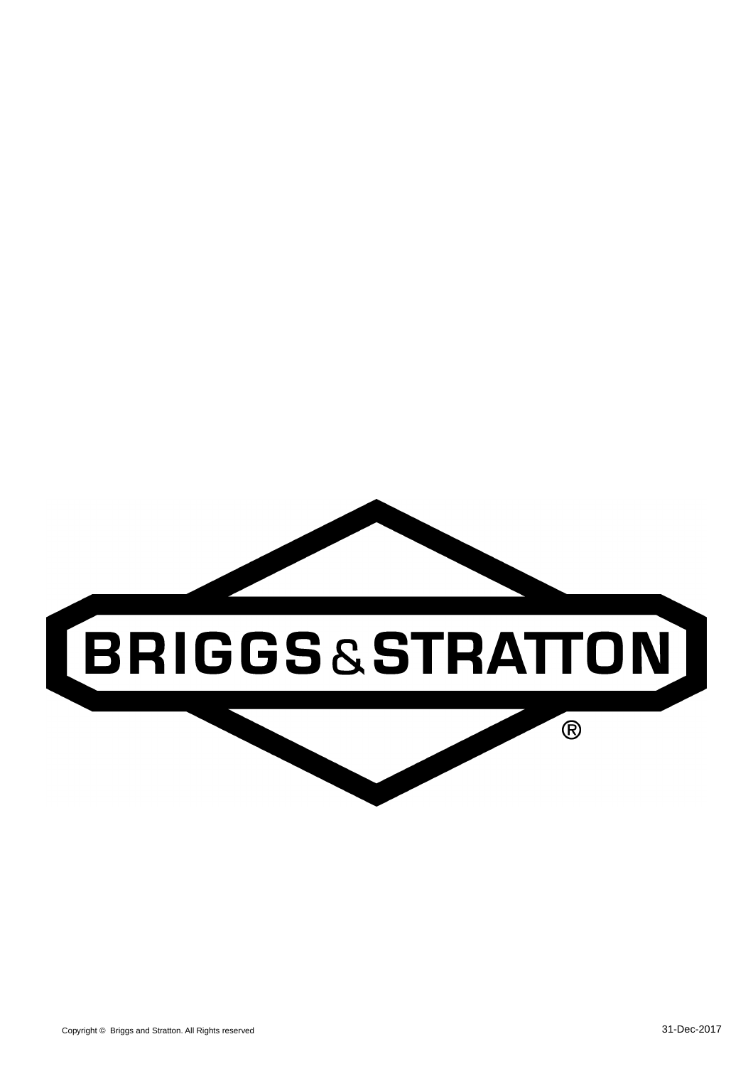BRIGGS & STRATTON®

Copyright © Briggs and Stratton. All Rights reserved

31-Dec-2017